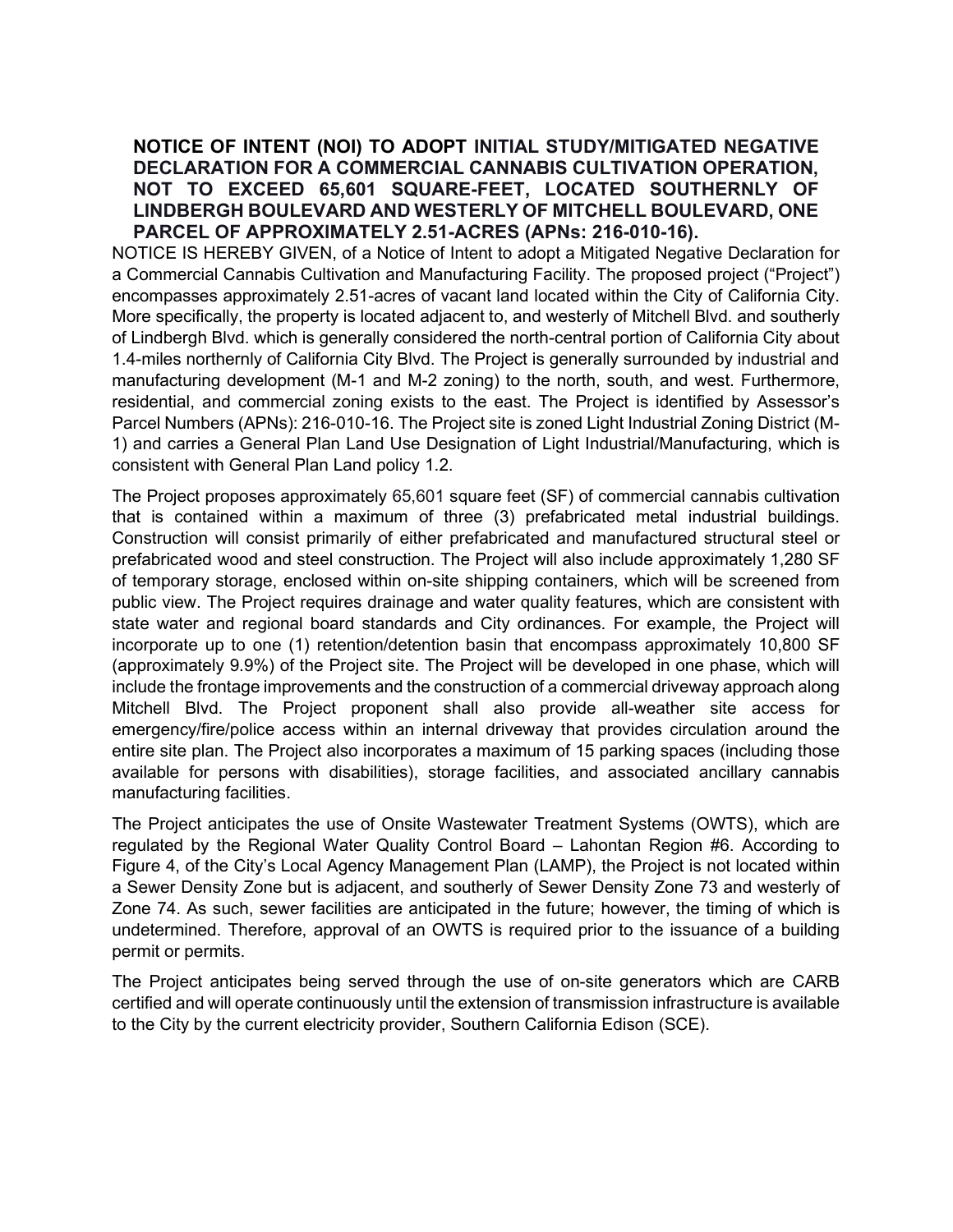**NOTICE OF INTENT (NOI) TO ADOPT INITIAL STUDY/MITIGATED NEGATIVE DECLARATION FOR A COMMERCIAL CANNABIS CULTIVATION OPERATION, NOT TO EXCEED 65,601 SQUARE-FEET, LOCATED SOUTHERNLY OF LINDBERGH BOULEVARD AND WESTERLY OF MITCHELL BOULEVARD, ONE PARCEL OF APPROXIMATELY 2.51-ACRES (APNs: 216-010-16).**

NOTICE IS HEREBY GIVEN, of a Notice of Intent to adopt a Mitigated Negative Declaration for a Commercial Cannabis Cultivation and Manufacturing Facility. The proposed project ("Project") encompasses approximately 2.51-acres of vacant land located within the City of California City. More specifically, the property is located adjacent to, and westerly of Mitchell Blvd. and southerly of Lindbergh Blvd. which is generally considered the north-central portion of California City about 1.4-miles northernly of California City Blvd. The Project is generally surrounded by industrial and manufacturing development (M-1 and M-2 zoning) to the north, south, and west. Furthermore, residential, and commercial zoning exists to the east. The Project is identified by Assessor's Parcel Numbers (APNs): 216-010-16. The Project site is zoned Light Industrial Zoning District (M-1) and carries a General Plan Land Use Designation of Light Industrial/Manufacturing, which is consistent with General Plan Land policy 1.2.

The Project proposes approximately 65,601 square feet (SF) of commercial cannabis cultivation that is contained within a maximum of three (3) prefabricated metal industrial buildings. Construction will consist primarily of either prefabricated and manufactured structural steel or prefabricated wood and steel construction. The Project will also include approximately 1,280 SF of temporary storage, enclosed within on-site shipping containers, which will be screened from public view. The Project requires drainage and water quality features, which are consistent with state water and regional board standards and City ordinances. For example, the Project will incorporate up to one (1) retention/detention basin that encompass approximately 10,800 SF (approximately 9.9%) of the Project site. The Project will be developed in one phase, which will include the frontage improvements and the construction of a commercial driveway approach along Mitchell Blvd. The Project proponent shall also provide all-weather site access for emergency/fire/police access within an internal driveway that provides circulation around the entire site plan. The Project also incorporates a maximum of 15 parking spaces (including those available for persons with disabilities), storage facilities, and associated ancillary cannabis manufacturing facilities.

The Project anticipates the use of Onsite Wastewater Treatment Systems (OWTS), which are regulated by the Regional Water Quality Control Board – Lahontan Region #6. According to Figure 4, of the City's Local Agency Management Plan (LAMP), the Project is not located within a Sewer Density Zone but is adjacent, and southerly of Sewer Density Zone 73 and westerly of Zone 74. As such, sewer facilities are anticipated in the future; however, the timing of which is undetermined. Therefore, approval of an OWTS is required prior to the issuance of a building permit or permits.

The Project anticipates being served through the use of on-site generators which are CARB certified and will operate continuously until the extension of transmission infrastructure is available to the City by the current electricity provider, Southern California Edison (SCE).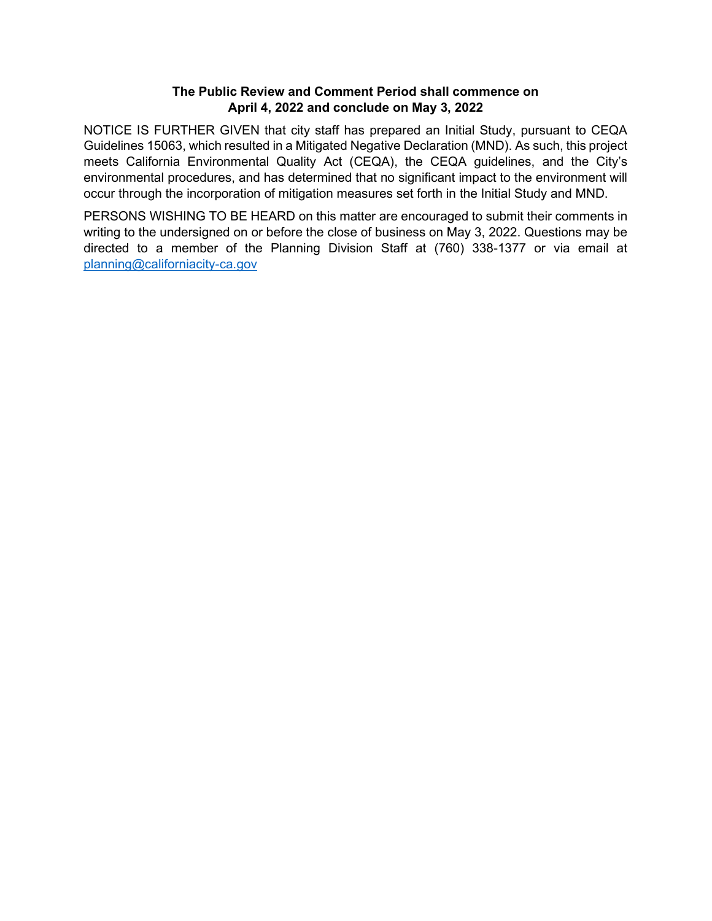**The Public Review and Comment Period shall commence on April 4, 2022 and conclude on May 3, 2022**

NOTICE IS FURTHER GIVEN that city staff has prepared an Initial Study, pursuant to CEQA Guidelines 15063, which resulted in a Mitigated Negative Declaration (MND). As such, this project meets California Environmental Quality Act (CEQA), the CEQA guidelines, and the City's environmental procedures, and has determined that no significant impact to the environment will occur through the incorporation of mitigation measures set forth in the Initial Study and MND.

PERSONS WISHING TO BE HEARD on this matter are encouraged to submit their comments in writing to the undersigned on or before the close of business on May 3, 2022. Questions may be directed to a member of the Planning Division Staff at (760) 338-1377 or via email at planning@californiacity-ca.gov